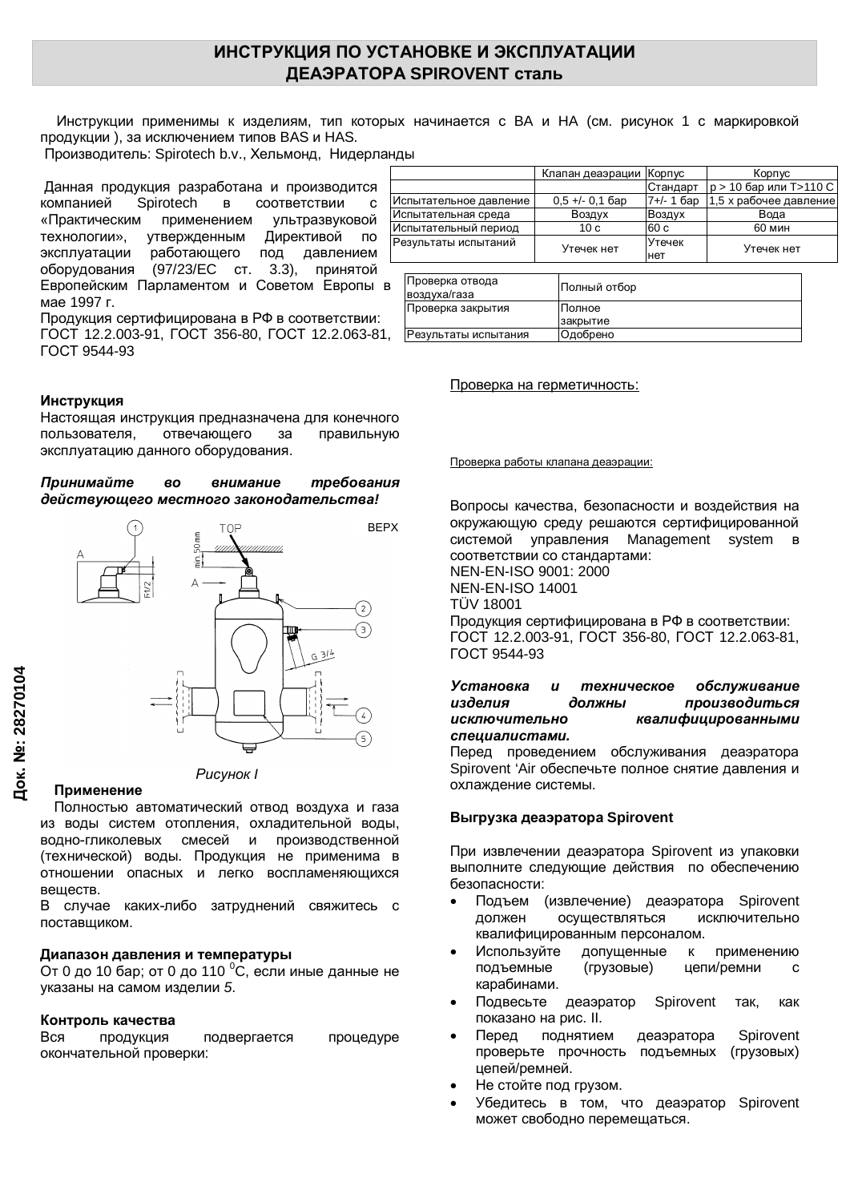# ИНСТРУКЦИЯ ПО УСТАНОВКЕ И ЭКСПЛУАТАЦИИ ДЕАЭРАТОРА SPIROVENT сталь

Инструкции применимы к изделиям, тип которых начинается с BA и HA (см. рисунок 1 с маркировкой продукции ), за исключением типов BAS и HAS.
Производитель: Spirotech b.v., Хельмонд, Нидерланды

Данная продукция разработана и производится компанией Spirotech в соответствии с «Практическим применением ультразвуковой технологии», утвержденным Директивой по эксплуатации работающего под давлением оборудования (97/23/EC ст. 3.3), принятой Европейским Парламентом и Советом Европы в мае 1997 г.
Продукция сертифицирована в РФ в соответствии: ГОСТ 12.2.003-91, ГОСТ 356-80, ГОСТ 12.2.063-81, ГОСТ 9544-93

| | Клапан деаэрации | Корпус | Корпус |
|---|---|---|---|
| | | Стандарт | p > 10 бар или T>110 C |
| Испытательное давление | 0,5 +/- 0,1 бар | 7+/- 1 бар | 1,5 x рабочее давление |
| Испытательная среда | Воздух | Воздух | Вода |
| Испытательный период | 10 с | 60 с | 60 мин |
| Результаты испытаний | Утечек нет | Утечек нет | Утечек нет |

| | |
|---|---|
| Проверка отвода воздуха/газа | Полный отбор |
| Проверка закрытия | Полное закрытие |
| Результаты испытания | Одобрено |

Проверка на герметичность:

Проверка работы клапана деаэрации:

### Инструкция

Настоящая инструкция предназначена для конечного пользователя, отвечающего за правильную эксплуатацию данного оборудования.

***Принимайте во внимание требования действующего местного законодательства!***

*Рисунок I*

### Применение

Полностью автоматический отвод воздуха и газа из воды систем отопления, охладительной воды, водно-гликолевых смесей и производственной (технической) воды. Продукция не применима в отношении опасных и легко воспламеняющихся веществ.
В случае каких-либо затруднений свяжитесь с поставщиком.

### Диапазон давления и температуры

От 0 до 10 бар; от 0 до 110 $^0$C, если иные данные не указаны на самом изделии *5*.

### Контроль качества

Вся продукция подвергается процедуре окончательной проверки:

Вопросы качества, безопасности и воздействия на окружающую среду решаются сертифицированной системой управления Management system в соответствии со стандартами:
NEN-EN-ISO 9001: 2000
NEN-EN-ISO 14001
TÜV 18001
Продукция сертифицирована в РФ в соответствии: ГОСТ 12.2.003-91, ГОСТ 356-80, ГОСТ 12.2.063-81, ГОСТ 9544-93

***Установка и техническое обслуживание изделия должны производиться исключительно квалифицированными специалистами.***

Перед проведением обслуживания деаэратора Spirovent ‘Air обеспечьте полное снятие давления и охлаждение системы.

### Выгрузка деаэратора Spirovent

При извлечении деаэратора Spirovent из упаковки выполните следующие действия по обеспечению безопасности:

- Подъем (извлечение) деаэратора Spirovent должен осуществляться исключительно квалифицированным персоналом.
- Используйте допущенные к применению подъемные (грузовые) цепи/ремни с карабинами.
- Подвесьте деаэратор Spirovent так, как показано на рис. II.
- Перед поднятием деаэратора Spirovent проверьте прочность подъемных (грузовых) цепей/ремней.
- Не стойте под грузом.
- Убедитесь в том, что деаэратор Spirovent может свободно перемещаться.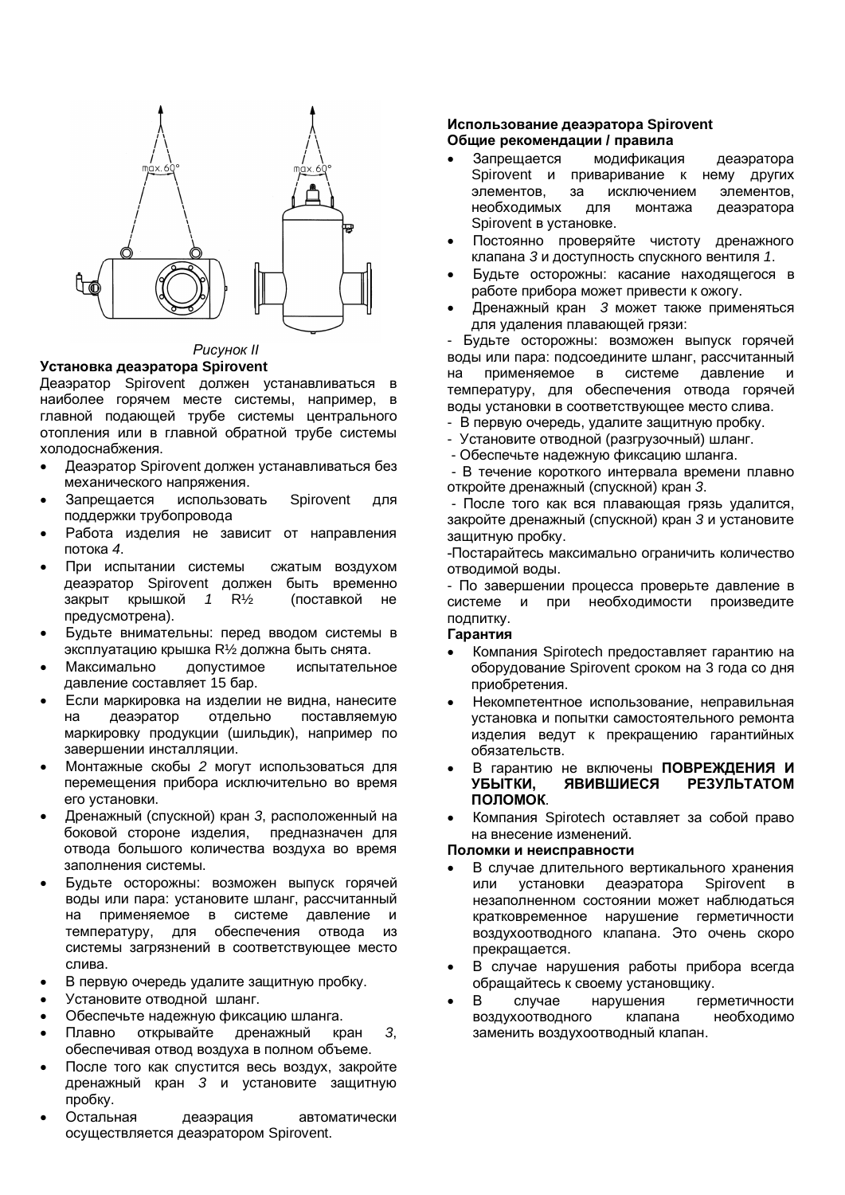max. 60°

max. 60°

*Рисунок II*

**Установка деаэратора Spirovent**

Деаэратор Spirovent должен устанавливаться в наиболее горячем месте системы, например, в главной подающей трубе системы центрального отопления или в главной обратной трубе системы холодоснабжения.

- Деаэратор Spirovent должен устанавливаться без механического напряжения.
- Запрещается использовать Spirovent для поддержки трубопровода
- Работа изделия не зависит от направления потока *4*.
- При испытании системы сжатым воздухом деаэратор Spirovent должен быть временно закрыт крышкой *1* R½ (поставкой не предусмотрена).
- Будьте внимательны: перед вводом системы в эксплуатацию крышка R½ должна быть снята.
- Максимально допустимое испытательное давление составляет 15 бар.
- Если маркировка на изделии не видна, нанесите на деаэратор отдельно поставляемую маркировку продукции (шильдик), например по завершении инсталляции.
- Монтажные скобы *2* могут использоваться для перемещения прибора исключительно во время его установки.
- Дренажный (спускной) кран *3*, расположенный на боковой стороне изделия, предназначен для отвода большого количества воздуха во время заполнения системы.
- Будьте осторожны: возможен выпуск горячей воды или пара: установите шланг, рассчитанный на применяемое в системе давление и температуру, для обеспечения отвода из системы загрязнений в соответствующее место слива.
- В первую очередь удалите защитную пробку.
- Установите отводной шланг.
- Обеспечьте надежную фиксацию шланга.
- Плавно открывайте дренажный кран *3*, обеспечивая отвод воздуха в полном объеме.
- После того как спустится весь воздух, закройте дренажный кран *3* и установите защитную пробку.
- Остальная деаэрация автоматически осуществляется деаэратором Spirovent.

**Использование деаэратора Spirovent**
**Общие рекомендации / правила**

- Запрещается модификация деаэратора Spirovent и приваривание к нему других элементов, за исключением элементов, необходимых для монтажа деаэратора Spirovent в установке.
- Постоянно проверяйте чистоту дренажного клапана *3* и доступность спускного вентиля *1*.
- Будьте осторожны: касание находящегося в работе прибора может привести к ожогу.
- Дренажный кран *3* может также применяться для удаления плавающей грязи:

- Будьте осторожны: возможен выпуск горячей воды или пара: подсоедините шланг, рассчитанный на применяемое в системе давление и температуру, для обеспечения отвода горячей воды установки в соответствующее место слива.
- В первую очередь, удалите защитную пробку.
- Установите отводной (разгрузочный) шланг.
- Обеспечьте надежную фиксацию шланга.
- В течение короткого интервала времени плавно откройте дренажный (спускной) кран *3*.
- После того как вся плавающая грязь удалится, закройте дренажный (спускной) кран *3* и установите защитную пробку.
-Постарайтесь максимально ограничить количество отводимой воды.
- По завершении процесса проверьте давление в системе и при необходимости произведите подпитку.

**Гарантия**

- Компания Spirotech предоставляет гарантию на оборудование Spirovent сроком на 3 года со дня приобретения.
- Некомпетентное использование, неправильная установка и попытки самостоятельного ремонта изделия ведут к прекращению гарантийных обязательств.
- В гарантию не включены **ПОВРЕЖДЕНИЯ И УБЫТКИ, ЯВИВШИЕСЯ РЕЗУЛЬТАТОМ ПОЛОМОК**.
- Компания Spirotech оставляет за собой право на внесение изменений.

**Поломки и неисправности**

- В случае длительного вертикального хранения или установки деаэратора Spirovent в незаполненном состоянии может наблюдаться кратковременное нарушение герметичности воздухоотводного клапана. Это очень скоро прекращается.
- В случае нарушения работы прибора всегда обращайтесь к своему установщику.
- В случае нарушения герметичности воздухоотводного клапана необходимо заменить воздухоотводный клапан.